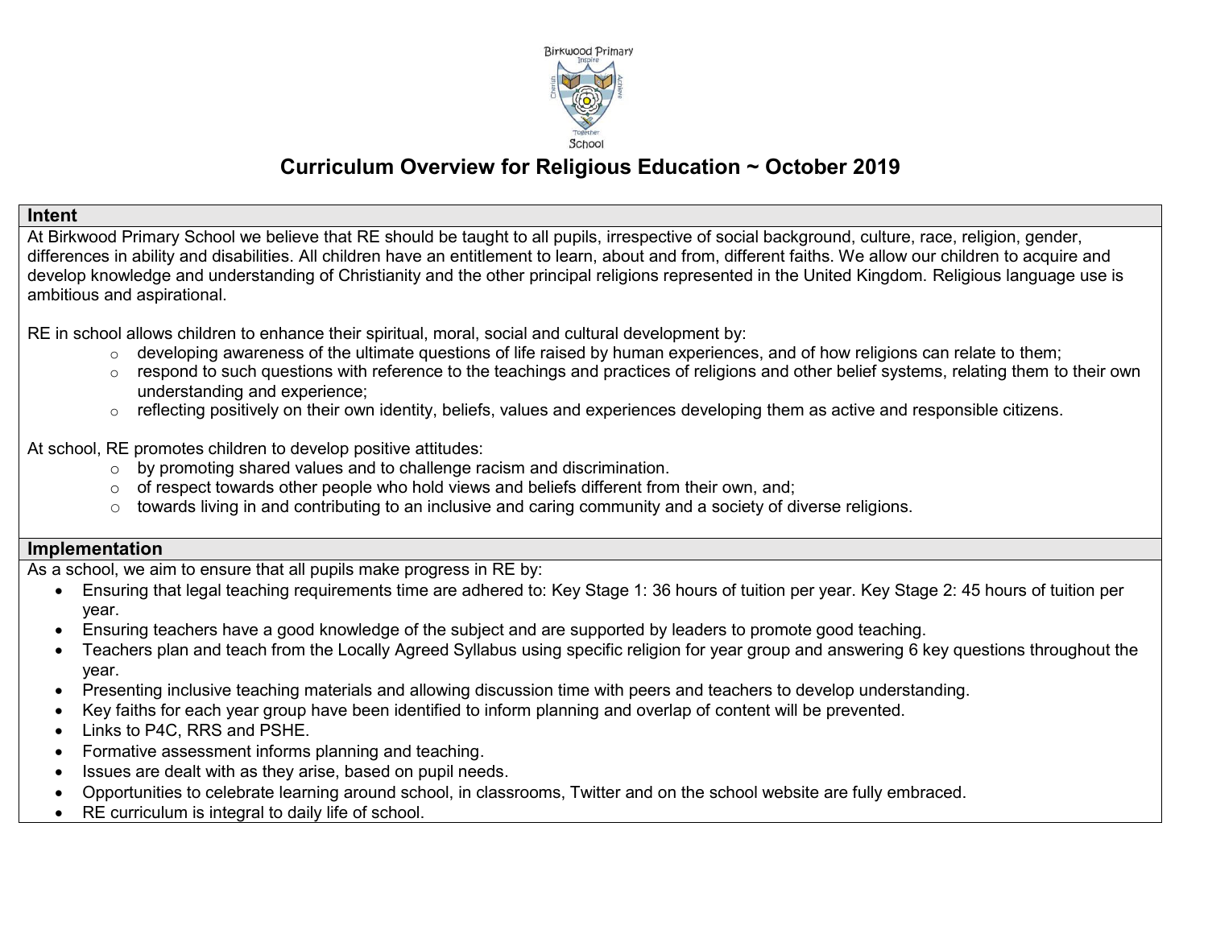# Curriculum Overview for Religious Education ~ October 2019

## Intent

At Birkwood Primary School we believe that RE should be taught to all pupils, irrespective of social background, culture, race, religion, gender, differences in ability and disabilities. All children have an entitlement to learn, about and from, different faiths. We allow our children to acquire and develop knowledge and understanding of Christianity and the other principal religions represented in the United Kingdom. Religious language use is ambitious and aspirational.

RE in school allows children to enhance their spiritual, moral, social and cultural development by:

- developing awareness of the ultimate questions of life raised by human experiences, and of how religions can relate to them;
- respond to such questions with reference to the teachings and practices of religions and other belief systems, relating them to their own understanding and experience;
- reflecting positively on their own identity, beliefs, values and experiences developing them as active and responsible citizens.

At school, RE promotes children to develop positive attitudes:

- by promoting shared values and to challenge racism and discrimination.
- of respect towards other people who hold views and beliefs different from their own, and;
- towards living in and contributing to an inclusive and caring community and a society of diverse religions.

## Implementation

As a school, we aim to ensure that all pupils make progress in RE by:

- Ensuring that legal teaching requirements time are adhered to: Key Stage 1: 36 hours of tuition per year. Key Stage 2: 45 hours of tuition per year.
- Ensuring teachers have a good knowledge of the subject and are supported by leaders to promote good teaching.
- Teachers plan and teach from the Locally Agreed Syllabus using specific religion for year group and answering 6 key questions throughout the year.
- Presenting inclusive teaching materials and allowing discussion time with peers and teachers to develop understanding.
- Key faiths for each year group have been identified to inform planning and overlap of content will be prevented.
- Links to P4C, RRS and PSHE.
- Formative assessment informs planning and teaching.
- Issues are dealt with as they arise, based on pupil needs.
- Opportunities to celebrate learning around school, in classrooms, Twitter and on the school website are fully embraced.
- RE curriculum is integral to daily life of school.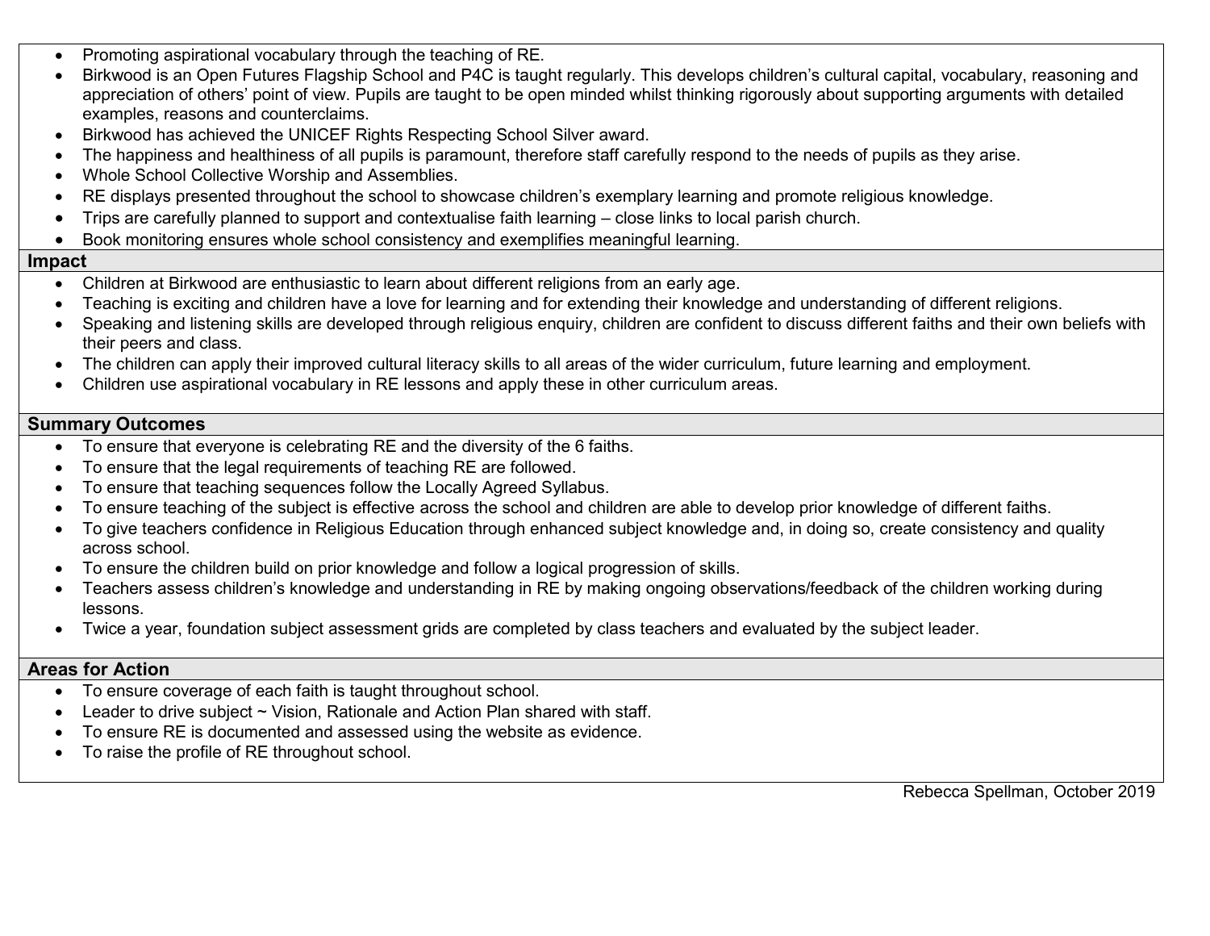- Promoting aspirational vocabulary through the teaching of RE.
- Birkwood is an Open Futures Flagship School and P4C is taught regularly. This develops children's cultural capital, vocabulary, reasoning and appreciation of others' point of view. Pupils are taught to be open minded whilst thinking rigorously about supporting arguments with detailed examples, reasons and counterclaims.
- Birkwood has achieved the UNICEF Rights Respecting School Silver award.
- The happiness and healthiness of all pupils is paramount, therefore staff carefully respond to the needs of pupils as they arise.
- Whole School Collective Worship and Assemblies.
- RE displays presented throughout the school to showcase children's exemplary learning and promote religious knowledge.
- Trips are carefully planned to support and contextualise faith learning – close links to local parish church.
- Book monitoring ensures whole school consistency and exemplifies meaningful learning.

## Impact

- Children at Birkwood are enthusiastic to learn about different religions from an early age.
- Teaching is exciting and children have a love for learning and for extending their knowledge and understanding of different religions.
- Speaking and listening skills are developed through religious enquiry, children are confident to discuss different faiths and their own beliefs with their peers and class.
- The children can apply their improved cultural literacy skills to all areas of the wider curriculum, future learning and employment.
- Children use aspirational vocabulary in RE lessons and apply these in other curriculum areas.

## Summary Outcomes

- To ensure that everyone is celebrating RE and the diversity of the 6 faiths.
- To ensure that the legal requirements of teaching RE are followed.
- To ensure that teaching sequences follow the Locally Agreed Syllabus.
- To ensure teaching of the subject is effective across the school and children are able to develop prior knowledge of different faiths.
- To give teachers confidence in Religious Education through enhanced subject knowledge and, in doing so, create consistency and quality across school.
- To ensure the children build on prior knowledge and follow a logical progression of skills.
- Teachers assess children's knowledge and understanding in RE by making ongoing observations/feedback of the children working during lessons.
- Twice a year, foundation subject assessment grids are completed by class teachers and evaluated by the subject leader.

## Areas for Action

- To ensure coverage of each faith is taught throughout school.
- Leader to drive subject ~ Vision, Rationale and Action Plan shared with staff.
- To ensure RE is documented and assessed using the website as evidence.
- To raise the profile of RE throughout school.

Rebecca Spellman, October 2019